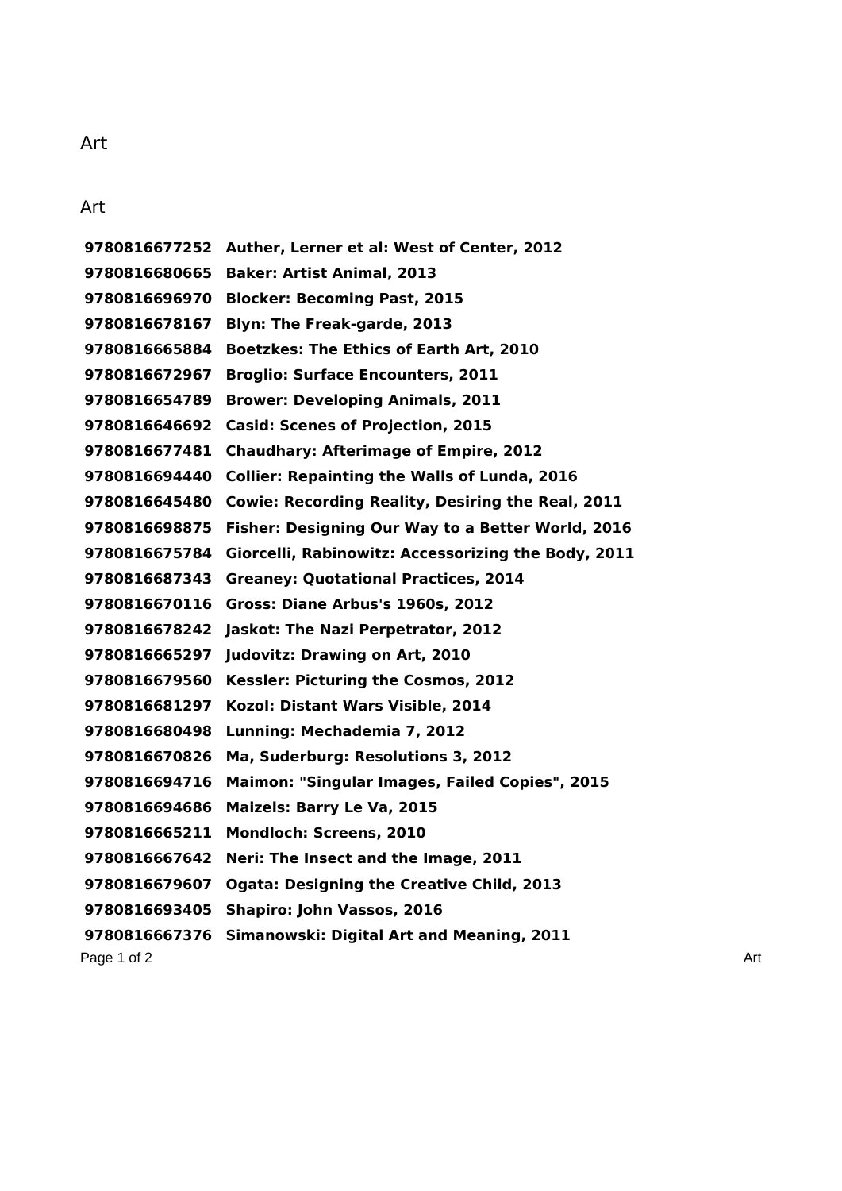# Art

## Art

| | |
|---|---|
| **9780816677252** | **Auther, Lerner et al: West of Center, 2012** |
| **9780816680665** | **Baker: Artist Animal, 2013** |
| **9780816696970** | **Blocker: Becoming Past, 2015** |
| **9780816678167** | **Blyn: The Freak-garde, 2013** |
| **9780816665884** | **Boetzkes: The Ethics of Earth Art, 2010** |
| **9780816672967** | **Broglio: Surface Encounters, 2011** |
| **9780816654789** | **Brower: Developing Animals, 2011** |
| **9780816646692** | **Casid: Scenes of Projection, 2015** |
| **9780816677481** | **Chaudhary: Afterimage of Empire, 2012** |
| **9780816694440** | **Collier: Repainting the Walls of Lunda, 2016** |
| **9780816645480** | **Cowie: Recording Reality, Desiring the Real, 2011** |
| **9780816698875** | **Fisher: Designing Our Way to a Better World, 2016** |
| **9780816675784** | **Giorcelli, Rabinowitz: Accessorizing the Body, 2011** |
| **9780816687343** | **Greaney: Quotational Practices, 2014** |
| **9780816670116** | **Gross: Diane Arbus's 1960s, 2012** |
| **9780816678242** | **Jaskot: The Nazi Perpetrator, 2012** |
| **9780816665297** | **Judovitz: Drawing on Art, 2010** |
| **9780816679560** | **Kessler: Picturing the Cosmos, 2012** |
| **9780816681297** | **Kozol: Distant Wars Visible, 2014** |
| **9780816680498** | **Lunning: Mechademia 7, 2012** |
| **9780816670826** | **Ma, Suderburg: Resolutions 3, 2012** |
| **9780816694716** | **Maimon: "Singular Images, Failed Copies", 2015** |
| **9780816694686** | **Maizels: Barry Le Va, 2015** |
| **9780816665211** | **Mondloch: Screens, 2010** |
| **9780816667642** | **Neri: The Insect and the Image, 2011** |
| **9780816679607** | **Ogata: Designing the Creative Child, 2013** |
| **9780816693405** | **Shapiro: John Vassos, 2016** |
| **9780816667376** | **Simanowski: Digital Art and Meaning, 2011** |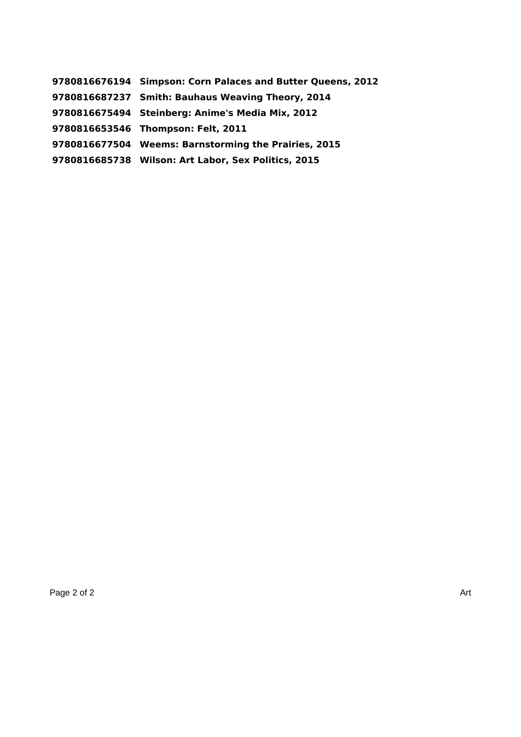**9780816676194 Simpson: Corn Palaces and Butter Queens, 2012**

**9780816687237 Smith: Bauhaus Weaving Theory, 2014**

**9780816675494 Steinberg: Anime's Media Mix, 2012**

**9780816653546 Thompson: Felt, 2011**

**9780816677504 Weems: Barnstorming the Prairies, 2015**

**9780816685738 Wilson: Art Labor, Sex Politics, 2015**